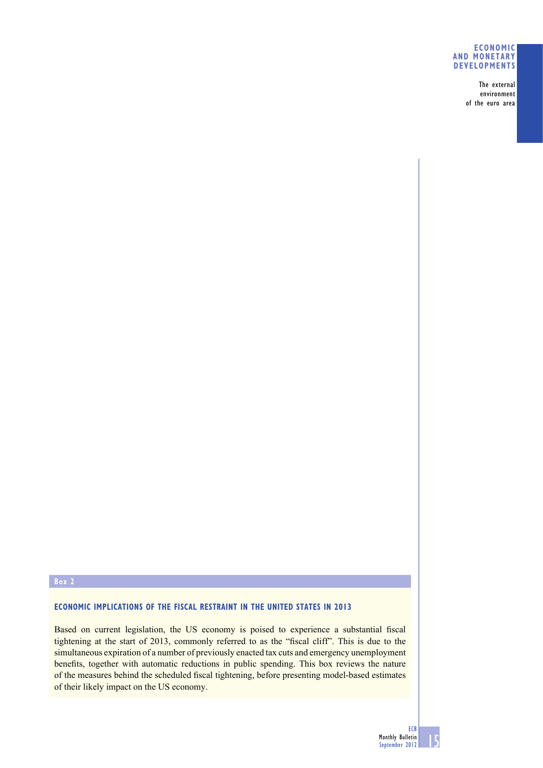## Box 2

### ECONOMIC IMPLICATIONS OF THE FISCAL RESTRAINT IN THE UNITED STATES IN 2013

Based on current legislation, the US economy is poised to experience a substantial fiscal tightening at the start of 2013, commonly referred to as the "fiscal cliff". This is due to the simultaneous expiration of a number of previously enacted tax cuts and emergency unemployment benefits, together with automatic reductions in public spending. This box reviews the nature of the measures behind the scheduled fiscal tightening, before presenting model-based estimates of their likely impact on the US economy.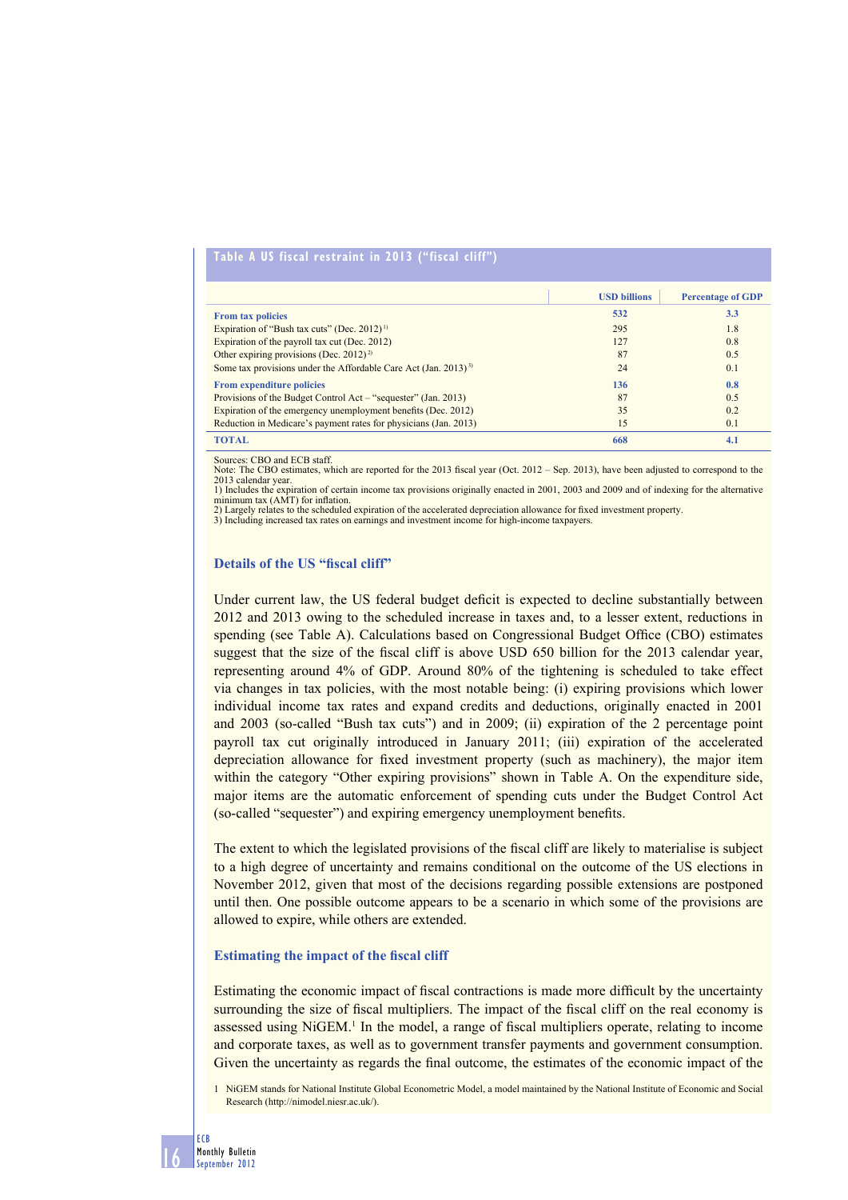**Table A US fiscal restraint in 2013 ("fiscal cliff")**

| | USD billions | Percentage of GDP |
|---|---|---|
| **From tax policies** | **532** | **3.3** |
| Expiration of "Bush tax cuts" (Dec. 2012)[1] | 295 | 1.8 |
| Expiration of the payroll tax cut (Dec. 2012) | 127 | 0.8 |
| Other expiring provisions (Dec. 2012)[2] | 87 | 0.5 |
| Some tax provisions under the Affordable Care Act (Jan. 2013)[3] | 24 | 0.1 |
| **From expenditure policies** | **136** | **0.8** |
| Provisions of the Budget Control Act – "sequester" (Jan. 2013) | 87 | 0.5 |
| Expiration of the emergency unemployment benefits (Dec. 2012) | 35 | 0.2 |
| Reduction in Medicare's payment rates for physicians (Jan. 2013) | 15 | 0.1 |
| **TOTAL** | **668** | **4.1** |

Sources: CBO and ECB staff.
Note: The CBO estimates, which are reported for the 2013 fiscal year (Oct. 2012 – Sep. 2013), have been adjusted to correspond to the 2013 calendar year.
1) Includes the expiration of certain income tax provisions originally enacted in 2001, 2003 and 2009 and of indexing for the alternative minimum tax (AMT) for inflation.
2) Largely relates to the scheduled expiration of the accelerated depreciation allowance for fixed investment property.
3) Including increased tax rates on earnings and investment income for high-income taxpayers.

### Details of the US "fiscal cliff"

Under current law, the US federal budget deficit is expected to decline substantially between 2012 and 2013 owing to the scheduled increase in taxes and, to a lesser extent, reductions in spending (see Table A). Calculations based on Congressional Budget Office (CBO) estimates suggest that the size of the fiscal cliff is above USD 650 billion for the 2013 calendar year, representing around 4% of GDP. Around 80% of the tightening is scheduled to take effect via changes in tax policies, with the most notable being: (i) expiring provisions which lower individual income tax rates and expand credits and deductions, originally enacted in 2001 and 2003 (so-called "Bush tax cuts") and in 2009; (ii) expiration of the 2 percentage point payroll tax cut originally introduced in January 2011; (iii) expiration of the accelerated depreciation allowance for fixed investment property (such as machinery), the major item within the category "Other expiring provisions" shown in Table A. On the expenditure side, major items are the automatic enforcement of spending cuts under the Budget Control Act (so-called "sequester") and expiring emergency unemployment benefits.

The extent to which the legislated provisions of the fiscal cliff are likely to materialise is subject to a high degree of uncertainty and remains conditional on the outcome of the US elections in November 2012, given that most of the decisions regarding possible extensions are postponed until then. One possible outcome appears to be a scenario in which some of the provisions are allowed to expire, while others are extended.

### Estimating the impact of the fiscal cliff

Estimating the economic impact of fiscal contractions is made more difficult by the uncertainty surrounding the size of fiscal multipliers. The impact of the fiscal cliff on the real economy is assessed using NiGEM.[1] In the model, a range of fiscal multipliers operate, relating to income and corporate taxes, as well as to government transfer payments and government consumption. Given the uncertainty as regards the final outcome, the estimates of the economic impact of the

1 NiGEM stands for National Institute Global Econometric Model, a model maintained by the National Institute of Economic and Social Research (http://nimodel.niesr.ac.uk/).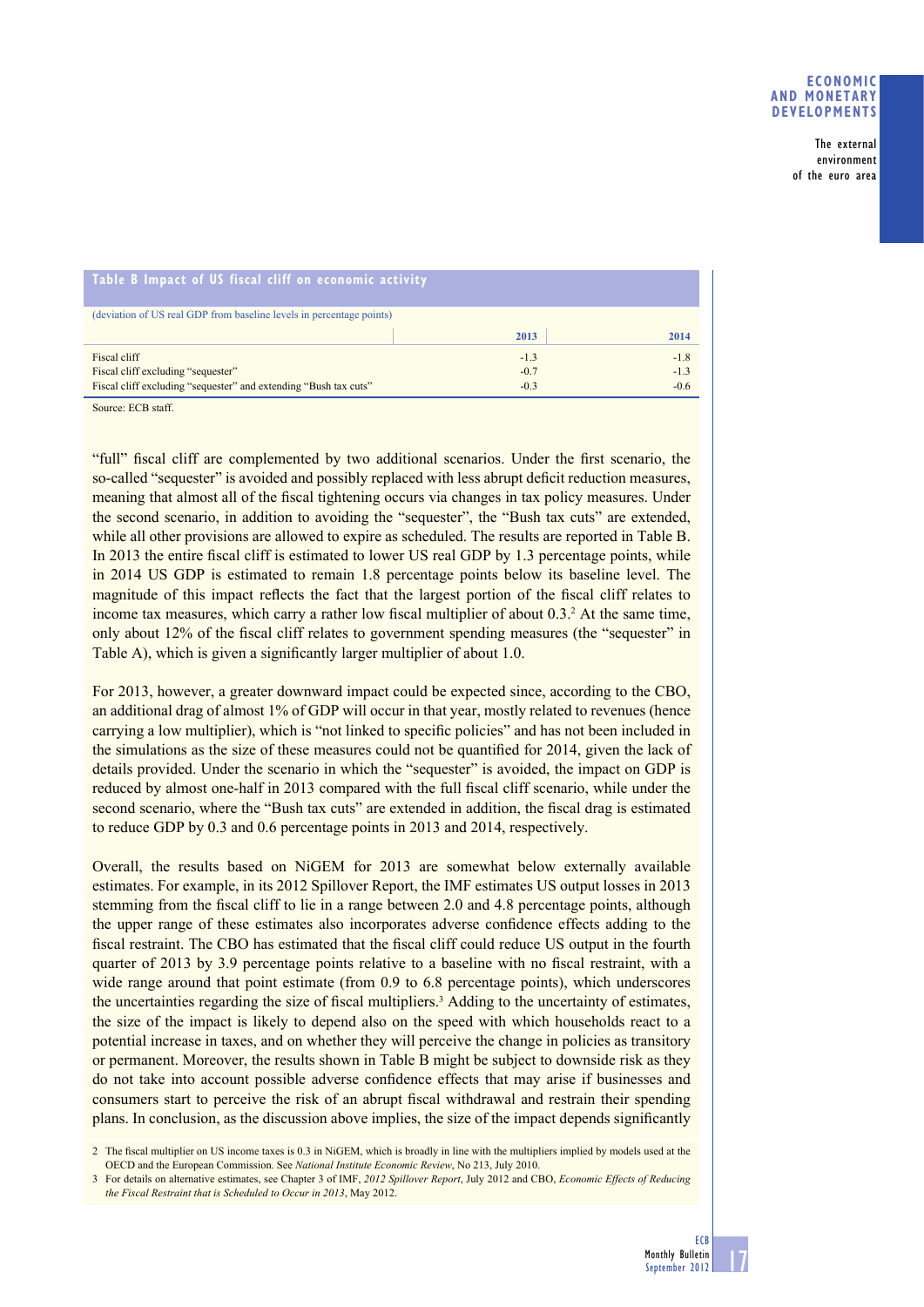**Table B Impact of US fiscal cliff on economic activity**

(deviation of US real GDP from baseline levels in percentage points)

| | 2013 | 2014 |
|---|---|---|
| Fiscal cliff | -1.3 | -1.8 |
| Fiscal cliff excluding "sequester" | -0.7 | -1.3 |
| Fiscal cliff excluding "sequester" and extending "Bush tax cuts" | -0.3 | -0.6 |

Source: ECB staff.

"full" fiscal cliff are complemented by two additional scenarios. Under the first scenario, the so-called "sequester" is avoided and possibly replaced with less abrupt deficit reduction measures, meaning that almost all of the fiscal tightening occurs via changes in tax policy measures. Under the second scenario, in addition to avoiding the "sequester", the "Bush tax cuts" are extended, while all other provisions are allowed to expire as scheduled. The results are reported in Table B. In 2013 the entire fiscal cliff is estimated to lower US real GDP by 1.3 percentage points, while in 2014 US GDP is estimated to remain 1.8 percentage points below its baseline level. The magnitude of this impact reflects the fact that the largest portion of the fiscal cliff relates to income tax measures, which carry a rather low fiscal multiplier of about 0.3.[2] At the same time, only about 12% of the fiscal cliff relates to government spending measures (the "sequester" in Table A), which is given a significantly larger multiplier of about 1.0.

For 2013, however, a greater downward impact could be expected since, according to the CBO, an additional drag of almost 1% of GDP will occur in that year, mostly related to revenues (hence carrying a low multiplier), which is "not linked to specific policies" and has not been included in the simulations as the size of these measures could not be quantified for 2014, given the lack of details provided. Under the scenario in which the "sequester" is avoided, the impact on GDP is reduced by almost one-half in 2013 compared with the full fiscal cliff scenario, while under the second scenario, where the "Bush tax cuts" are extended in addition, the fiscal drag is estimated to reduce GDP by 0.3 and 0.6 percentage points in 2013 and 2014, respectively.

Overall, the results based on NiGEM for 2013 are somewhat below externally available estimates. For example, in its 2012 Spillover Report, the IMF estimates US output losses in 2013 stemming from the fiscal cliff to lie in a range between 2.0 and 4.8 percentage points, although the upper range of these estimates also incorporates adverse confidence effects adding to the fiscal restraint. The CBO has estimated that the fiscal cliff could reduce US output in the fourth quarter of 2013 by 3.9 percentage points relative to a baseline with no fiscal restraint, with a wide range around that point estimate (from 0.9 to 6.8 percentage points), which underscores the uncertainties regarding the size of fiscal multipliers.[3] Adding to the uncertainty of estimates, the size of the impact is likely to depend also on the speed with which households react to a potential increase in taxes, and on whether they will perceive the change in policies as transitory or permanent. Moreover, the results shown in Table B might be subject to downside risk as they do not take into account possible adverse confidence effects that may arise if businesses and consumers start to perceive the risk of an abrupt fiscal withdrawal and restrain their spending plans. In conclusion, as the discussion above implies, the size of the impact depends significantly

2 The fiscal multiplier on US income taxes is 0.3 in NiGEM, which is broadly in line with the multipliers implied by models used at the OECD and the European Commission. See *National Institute Economic Review*, No 213, July 2010.

3 For details on alternative estimates, see Chapter 3 of IMF, *2012 Spillover Report*, July 2012 and CBO, *Economic Effects of Reducing the Fiscal Restraint that is Scheduled to Occur in 2013*, May 2012.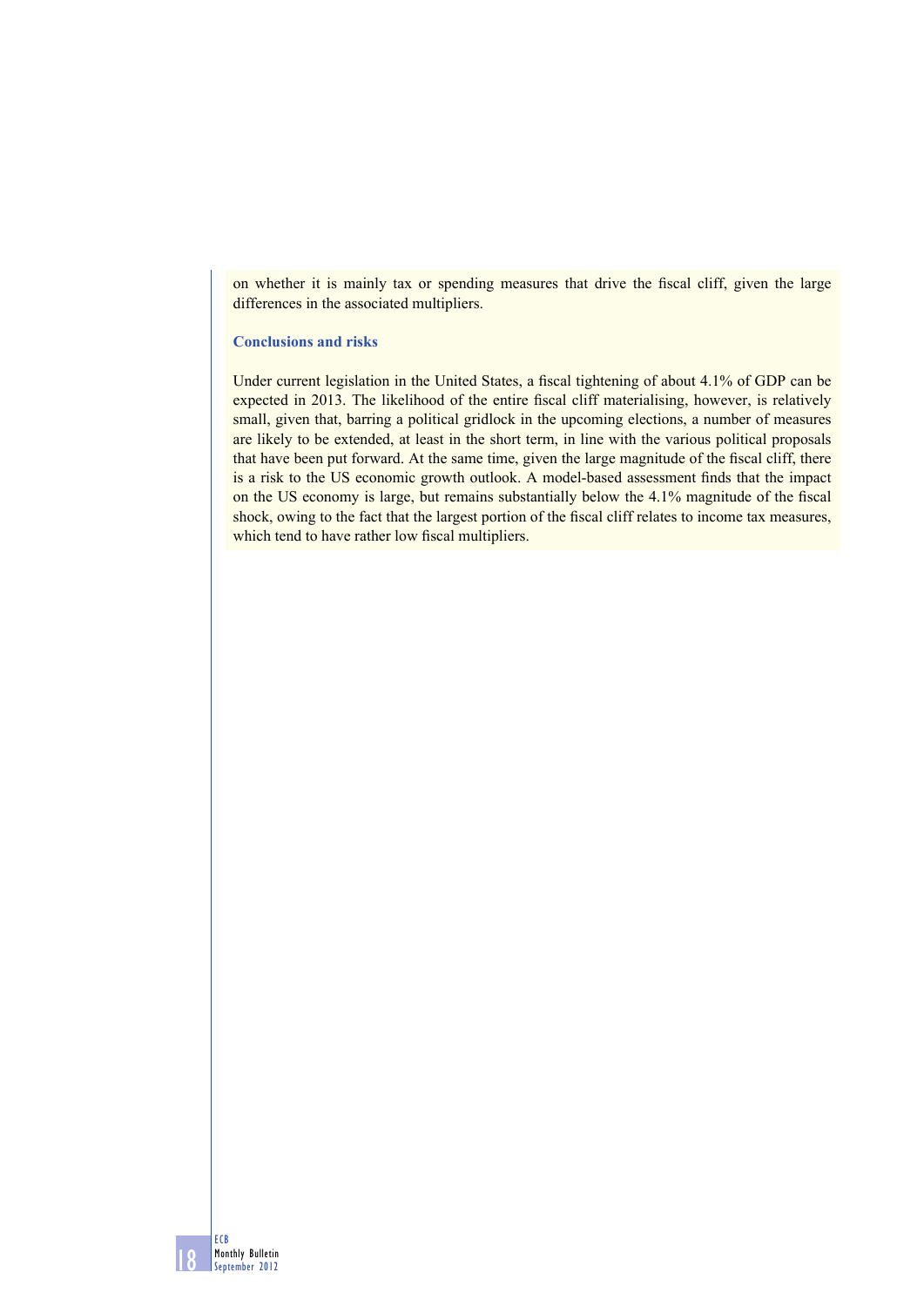on whether it is mainly tax or spending measures that drive the fiscal cliff, given the large differences in the associated multipliers.

### Conclusions and risks

Under current legislation in the United States, a fiscal tightening of about 4.1% of GDP can be expected in 2013. The likelihood of the entire fiscal cliff materialising, however, is relatively small, given that, barring a political gridlock in the upcoming elections, a number of measures are likely to be extended, at least in the short term, in line with the various political proposals that have been put forward. At the same time, given the large magnitude of the fiscal cliff, there is a risk to the US economic growth outlook. A model-based assessment finds that the impact on the US economy is large, but remains substantially below the 4.1% magnitude of the fiscal shock, owing to the fact that the largest portion of the fiscal cliff relates to income tax measures, which tend to have rather low fiscal multipliers.